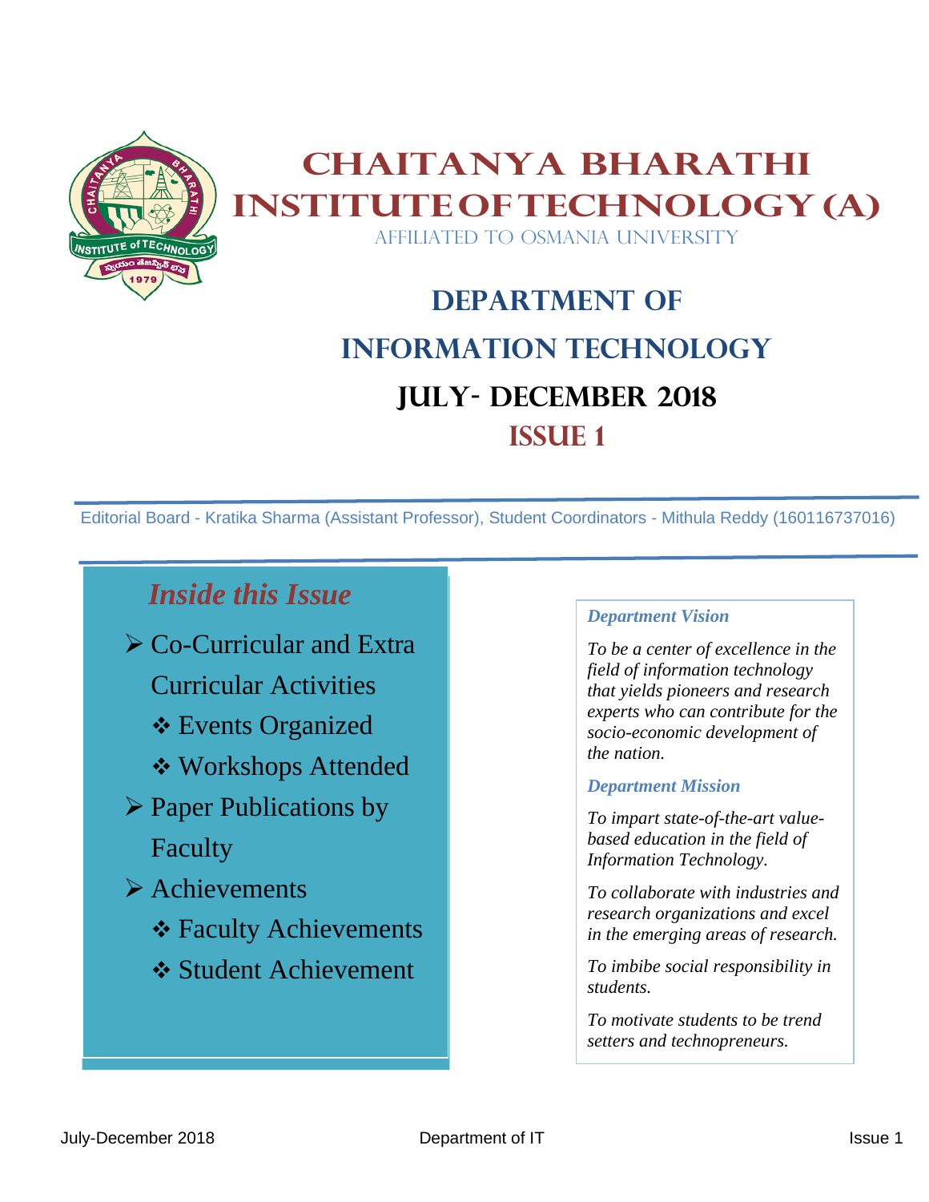# CHAITANYA BHARATHI INSTITUTE OF TECHNOLOGY (A)

AFFILIATED TO OSMANIA UNIVERSITY

## DEPARTMENT OF INFORMATION TECHNOLOGY

## JULY- DECEMBER 2018

## ISSUE 1

Editorial Board - Kratika Sharma (Assistant Professor), Student Coordinators - Mithula Reddy (160116737016)

### *Inside this Issue*

- Co-Curricular and Extra Curricular Activities
  - Events Organized
  - Workshops Attended
- Paper Publications by Faculty
- Achievements
  - Faculty Achievements
  - Student Achievement

***Department Vision***

*To be a center of excellence in the field of information technology that yields pioneers and research experts who can contribute for the socio-economic development of the nation.*

***Department Mission***

*To impart state-of-the-art value-based education in the field of Information Technology.*

*To collaborate with industries and research organizations and excel in the emerging areas of research.*

*To imbibe social responsibility in students.*

*To motivate students to be trend setters and technopreneurs.*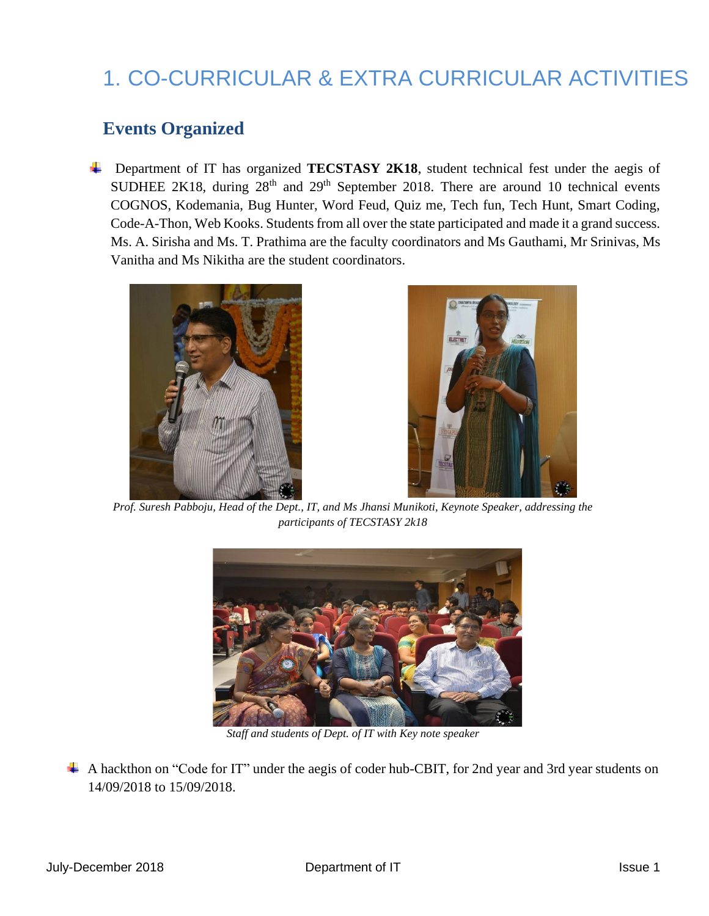# 1. CO-CURRICULAR & EXTRA CURRICULAR ACTIVITIES

## Events Organized

- Department of IT has organized **TECSTASY 2K18**, student technical fest under the aegis of SUDHEE 2K18, during 28th and 29th September 2018. There are around 10 technical events COGNOS, Kodemania, Bug Hunter, Word Feud, Quiz me, Tech fun, Tech Hunt, Smart Coding, Code-A-Thon, Web Kooks. Students from all over the state participated and made it a grand success. Ms. A. Sirisha and Ms. T. Prathima are the faculty coordinators and Ms Gauthami, Mr Srinivas, Ms Vanitha and Ms Nikitha are the student coordinators.

*Prof. Suresh Pabboju, Head of the Dept., IT, and Ms Jhansi Munikoti, Keynote Speaker, addressing the participants of TECSTASY 2k18*

*Staff and students of Dept. of IT with Key note speaker*

- A hackthon on "Code for IT" under the aegis of coder hub-CBIT, for 2nd year and 3rd year students on 14/09/2018 to 15/09/2018.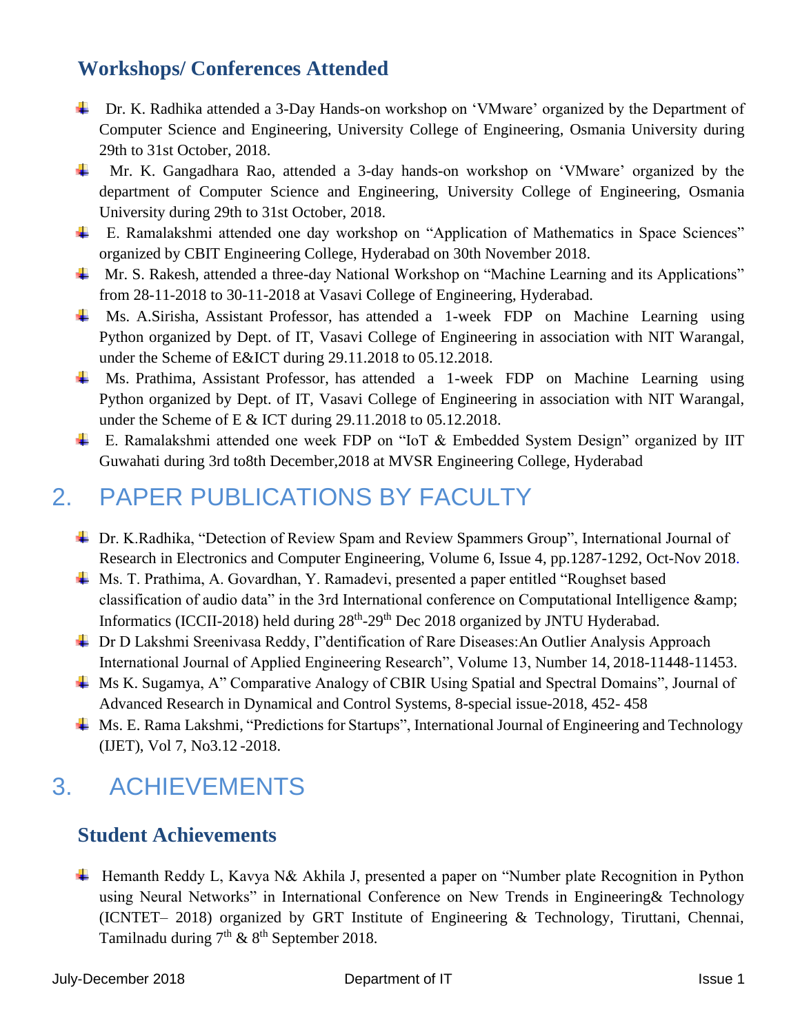### Workshops/ Conferences Attended

- Dr. K. Radhika attended a 3-Day Hands-on workshop on 'VMware' organized by the Department of Computer Science and Engineering, University College of Engineering, Osmania University during 29th to 31st October, 2018.
- Mr. K. Gangadhara Rao, attended a 3-day hands-on workshop on 'VMware' organized by the department of Computer Science and Engineering, University College of Engineering, Osmania University during 29th to 31st October, 2018.
- E. Ramalakshmi attended one day workshop on "Application of Mathematics in Space Sciences" organized by CBIT Engineering College, Hyderabad on 30th November 2018.
- Mr. S. Rakesh, attended a three-day National Workshop on "Machine Learning and its Applications" from 28-11-2018 to 30-11-2018 at Vasavi College of Engineering, Hyderabad.
- Ms. A.Sirisha, Assistant Professor, has attended a 1-week FDP on Machine Learning using Python organized by Dept. of IT, Vasavi College of Engineering in association with NIT Warangal, under the Scheme of E&ICT during 29.11.2018 to 05.12.2018.
- Ms. Prathima, Assistant Professor, has attended a 1-week FDP on Machine Learning using Python organized by Dept. of IT, Vasavi College of Engineering in association with NIT Warangal, under the Scheme of E & ICT during 29.11.2018 to 05.12.2018.
- E. Ramalakshmi attended one week FDP on "IoT & Embedded System Design" organized by IIT Guwahati during 3rd to8th December,2018 at MVSR Engineering College, Hyderabad

## 2. PAPER PUBLICATIONS BY FACULTY

- Dr. K.Radhika, "Detection of Review Spam and Review Spammers Group", International Journal of Research in Electronics and Computer Engineering, Volume 6, Issue 4, pp.1287-1292, Oct-Nov 2018.
- Ms. T. Prathima, A. Govardhan, Y. Ramadevi, presented a paper entitled "Roughset based classification of audio data" in the 3rd International conference on Computational Intelligence &amp; Informatics (ICCII-2018) held during 28th-29th Dec 2018 organized by JNTU Hyderabad.
- Dr D Lakshmi Sreenivasa Reddy, I"dentification of Rare Diseases:An Outlier Analysis Approach International Journal of Applied Engineering Research", Volume 13, Number 14, 2018-11448-11453.
- Ms K. Sugamya, A" Comparative Analogy of CBIR Using Spatial and Spectral Domains", Journal of Advanced Research in Dynamical and Control Systems, 8-special issue-2018, 452- 458
- Ms. E. Rama Lakshmi, "Predictions for Startups", International Journal of Engineering and Technology (IJET), Vol 7, No3.12 -2018.

## 3. ACHIEVEMENTS

### Student Achievements

- Hemanth Reddy L, Kavya N& Akhila J, presented a paper on "Number plate Recognition in Python using Neural Networks" in International Conference on New Trends in Engineering& Technology (ICNTET– 2018) organized by GRT Institute of Engineering & Technology, Tiruttani, Chennai, Tamilnadu during 7th & 8th September 2018.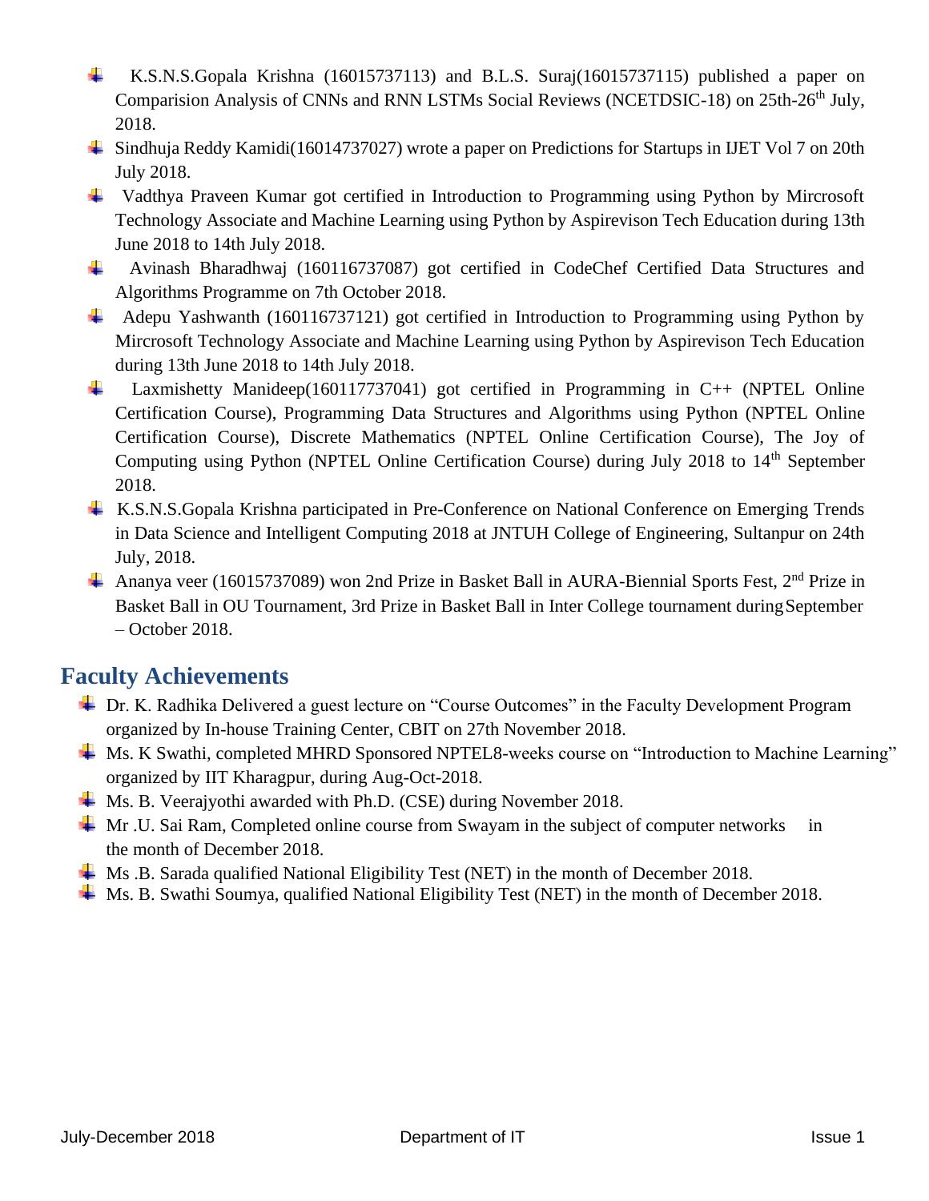- K.S.N.S.Gopala Krishna (16015737113) and B.L.S. Suraj(16015737115) published a paper on Comparision Analysis of CNNs and RNN LSTMs Social Reviews (NCETDSIC-18) on 25th-26th July, 2018.
- Sindhuja Reddy Kamidi(16014737027) wrote a paper on Predictions for Startups in IJET Vol 7 on 20th July 2018.
- Vadthya Praveen Kumar got certified in Introduction to Programming using Python by Mircrosoft Technology Associate and Machine Learning using Python by Aspirevison Tech Education during 13th June 2018 to 14th July 2018.
- Avinash Bharadhwaj (160116737087) got certified in CodeChef Certified Data Structures and Algorithms Programme on 7th October 2018.
- Adepu Yashwanth (160116737121) got certified in Introduction to Programming using Python by Mircrosoft Technology Associate and Machine Learning using Python by Aspirevison Tech Education during 13th June 2018 to 14th July 2018.
- Laxmishetty Manideep(160117737041) got certified in Programming in C++ (NPTEL Online Certification Course), Programming Data Structures and Algorithms using Python (NPTEL Online Certification Course), Discrete Mathematics (NPTEL Online Certification Course), The Joy of Computing using Python (NPTEL Online Certification Course) during July 2018 to 14th September 2018.
- K.S.N.S.Gopala Krishna participated in Pre-Conference on National Conference on Emerging Trends in Data Science and Intelligent Computing 2018 at JNTUH College of Engineering, Sultanpur on 24th July, 2018.
- Ananya veer (16015737089) won 2nd Prize in Basket Ball in AURA-Biennial Sports Fest, 2nd Prize in Basket Ball in OU Tournament, 3rd Prize in Basket Ball in Inter College tournament during September – October 2018.

## Faculty Achievements

- Dr. K. Radhika Delivered a guest lecture on “Course Outcomes” in the Faculty Development Program organized by In-house Training Center, CBIT on 27th November 2018.
- Ms. K Swathi, completed MHRD Sponsored NPTEL8-weeks course on “Introduction to Machine Learning” organized by IIT Kharagpur, during Aug-Oct-2018.
- Ms. B. Veerajyothi awarded with Ph.D. (CSE) during November 2018.
- Mr .U. Sai Ram, Completed online course from Swayam in the subject of computer networks in the month of December 2018.
- Ms .B. Sarada qualified National Eligibility Test (NET) in the month of December 2018.
- Ms. B. Swathi Soumya, qualified National Eligibility Test (NET) in the month of December 2018.